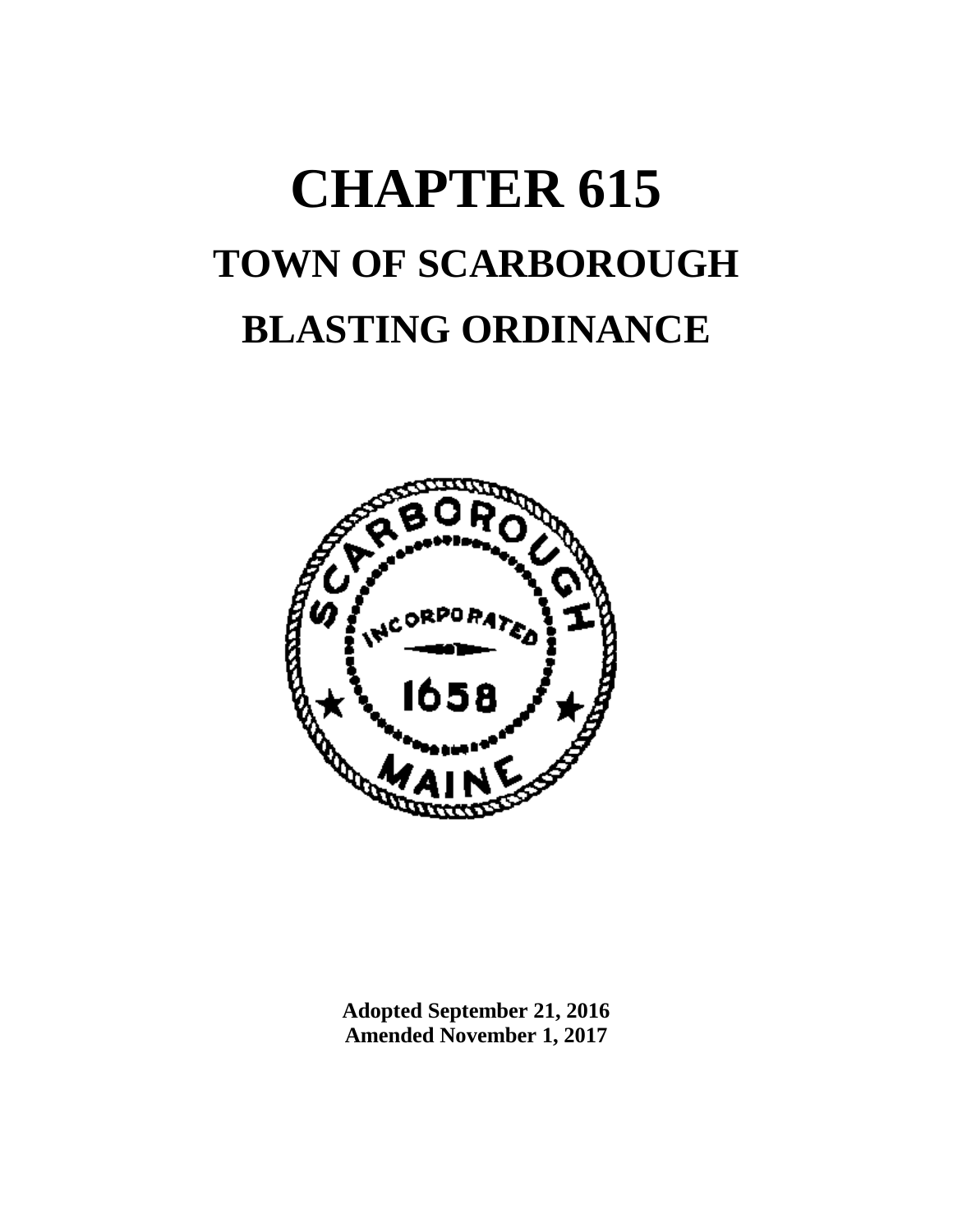# CHAPTER 615

## TOWN OF SCARBOROUGH

## BLASTING ORDINANCE

**Adopted September 21, 2016**
**Amended November 1, 2017**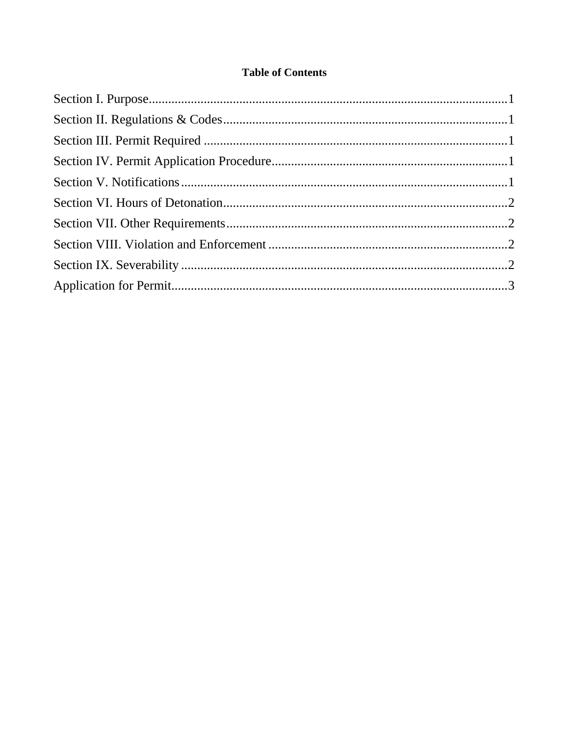**Table of Contents**

Section I. Purpose..............................................................................................................1
Section II. Regulations & Codes.......................................................................................1
Section III. Permit Required .............................................................................................1
Section IV. Permit Application Procedure........................................................................1
Section V. Notifications.....................................................................................................1
Section VI. Hours of Detonation.......................................................................................2
Section VII. Other Requirements......................................................................................2
Section VIII. Violation and Enforcement .........................................................................2
Section IX. Severability ....................................................................................................2
Application for Permit......................................................................................................3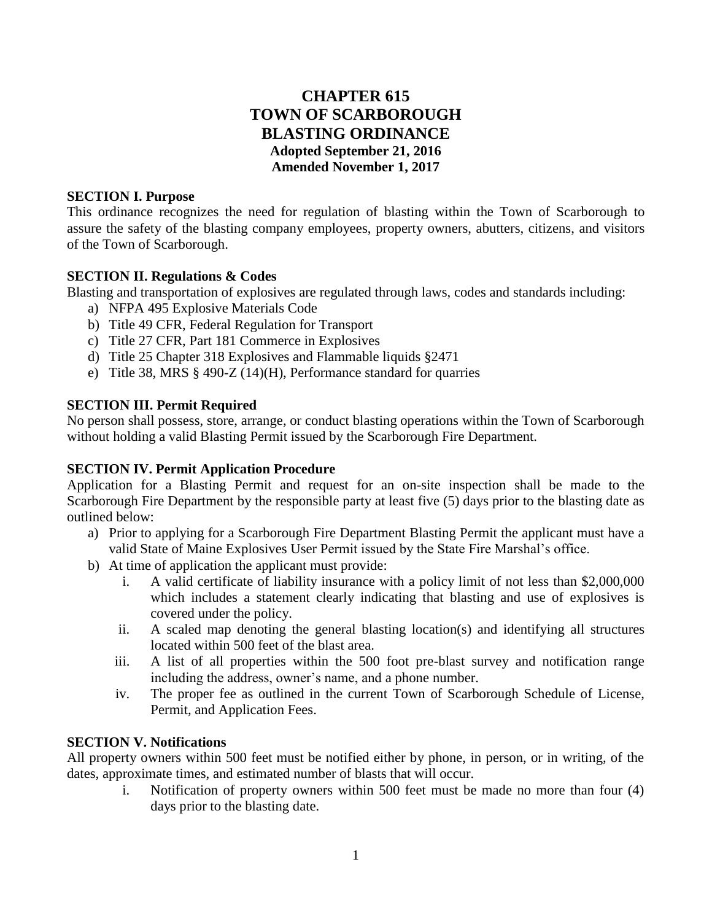# CHAPTER 615
# TOWN OF SCARBOROUGH
# BLASTING ORDINANCE

**Adopted September 21, 2016**
**Amended November 1, 2017**

### SECTION I. Purpose

This ordinance recognizes the need for regulation of blasting within the Town of Scarborough to assure the safety of the blasting company employees, property owners, abutters, citizens, and visitors of the Town of Scarborough.

### SECTION II. Regulations & Codes

Blasting and transportation of explosives are regulated through laws, codes and standards including:

a) NFPA 495 Explosive Materials Code
b) Title 49 CFR, Federal Regulation for Transport
c) Title 27 CFR, Part 181 Commerce in Explosives
d) Title 25 Chapter 318 Explosives and Flammable liquids §2471
e) Title 38, MRS § 490-Z (14)(H), Performance standard for quarries

### SECTION III. Permit Required

No person shall possess, store, arrange, or conduct blasting operations within the Town of Scarborough without holding a valid Blasting Permit issued by the Scarborough Fire Department.

### SECTION IV. Permit Application Procedure

Application for a Blasting Permit and request for an on-site inspection shall be made to the Scarborough Fire Department by the responsible party at least five (5) days prior to the blasting date as outlined below:

a) Prior to applying for a Scarborough Fire Department Blasting Permit the applicant must have a valid State of Maine Explosives User Permit issued by the State Fire Marshal's office.
b) At time of application the applicant must provide:
   i. A valid certificate of liability insurance with a policy limit of not less than $2,000,000 which includes a statement clearly indicating that blasting and use of explosives is covered under the policy.
   ii. A scaled map denoting the general blasting location(s) and identifying all structures located within 500 feet of the blast area.
   iii. A list of all properties within the 500 foot pre-blast survey and notification range including the address, owner's name, and a phone number.
   iv. The proper fee as outlined in the current Town of Scarborough Schedule of License, Permit, and Application Fees.

### SECTION V. Notifications

All property owners within 500 feet must be notified either by phone, in person, or in writing, of the dates, approximate times, and estimated number of blasts that will occur.

i. Notification of property owners within 500 feet must be made no more than four (4) days prior to the blasting date.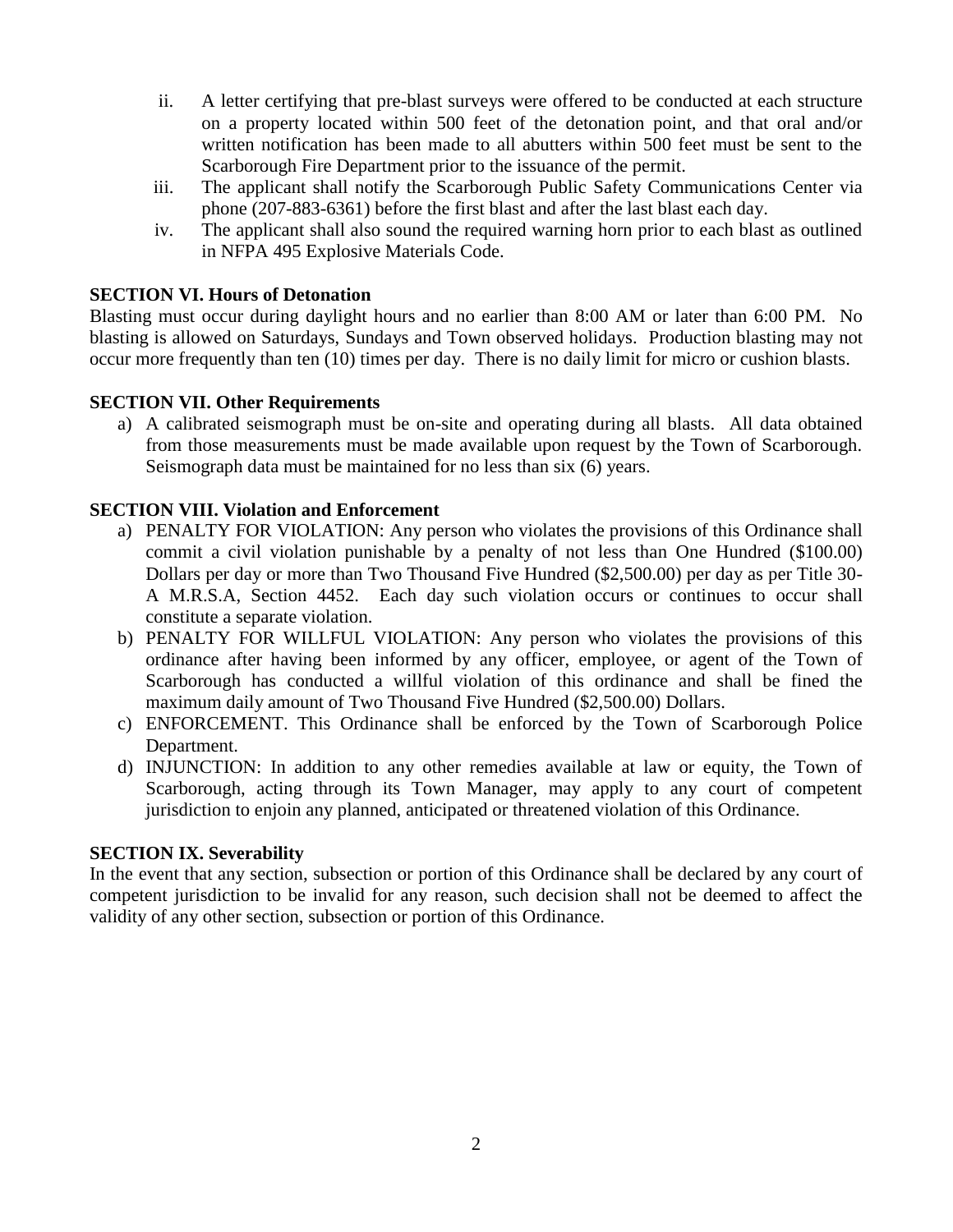ii. A letter certifying that pre-blast surveys were offered to be conducted at each structure on a property located within 500 feet of the detonation point, and that oral and/or written notification has been made to all abutters within 500 feet must be sent to the Scarborough Fire Department prior to the issuance of the permit.

iii. The applicant shall notify the Scarborough Public Safety Communications Center via phone (207-883-6361) before the first blast and after the last blast each day.

iv. The applicant shall also sound the required warning horn prior to each blast as outlined in NFPA 495 Explosive Materials Code.

**SECTION VI. Hours of Detonation**

Blasting must occur during daylight hours and no earlier than 8:00 AM or later than 6:00 PM. No blasting is allowed on Saturdays, Sundays and Town observed holidays. Production blasting may not occur more frequently than ten (10) times per day. There is no daily limit for micro or cushion blasts.

**SECTION VII. Other Requirements**

a) A calibrated seismograph must be on-site and operating during all blasts. All data obtained from those measurements must be made available upon request by the Town of Scarborough. Seismograph data must be maintained for no less than six (6) years.

**SECTION VIII. Violation and Enforcement**

a) PENALTY FOR VIOLATION: Any person who violates the provisions of this Ordinance shall commit a civil violation punishable by a penalty of not less than One Hundred ($100.00) Dollars per day or more than Two Thousand Five Hundred ($2,500.00) per day as per Title 30-A M.R.S.A, Section 4452. Each day such violation occurs or continues to occur shall constitute a separate violation.

b) PENALTY FOR WILLFUL VIOLATION: Any person who violates the provisions of this ordinance after having been informed by any officer, employee, or agent of the Town of Scarborough has conducted a willful violation of this ordinance and shall be fined the maximum daily amount of Two Thousand Five Hundred ($2,500.00) Dollars.

c) ENFORCEMENT. This Ordinance shall be enforced by the Town of Scarborough Police Department.

d) INJUNCTION: In addition to any other remedies available at law or equity, the Town of Scarborough, acting through its Town Manager, may apply to any court of competent jurisdiction to enjoin any planned, anticipated or threatened violation of this Ordinance.

**SECTION IX. Severability**

In the event that any section, subsection or portion of this Ordinance shall be declared by any court of competent jurisdiction to be invalid for any reason, such decision shall not be deemed to affect the validity of any other section, subsection or portion of this Ordinance.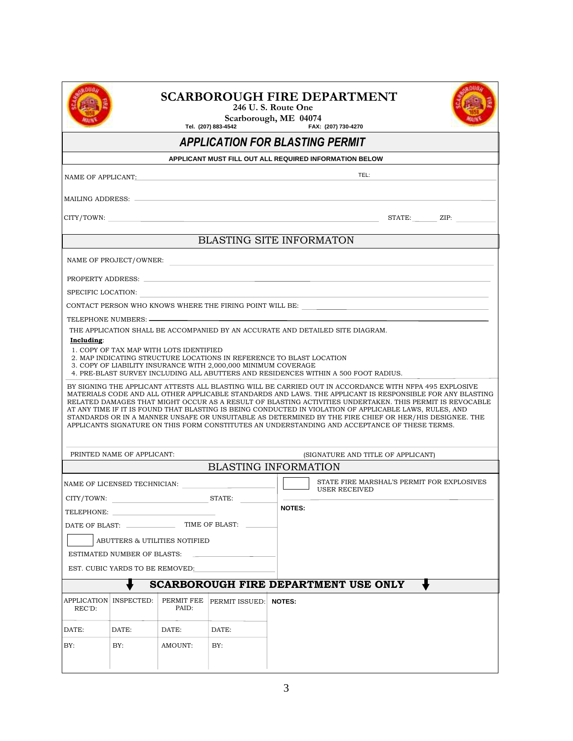# SCARBOROUGH FIRE DEPARTMENT

246 U. S. Route One
Scarborough, ME 04074
Tel. (207) 883-4542 FAX: (207) 730-4270

## *APPLICATION FOR BLASTING PERMIT*

**APPLICANT MUST FILL OUT ALL REQUIRED INFORMATION BELOW**

NAME OF APPLICANT: TEL:

MAILING ADDRESS:

CITY/TOWN: STATE: ZIP:

## BLASTING SITE INFORMATON

NAME OF PROJECT/OWNER:

PROPERTY ADDRESS:

SPECIFIC LOCATION:

CONTACT PERSON WHO KNOWS WHERE THE FIRING POINT WILL BE:

TELEPHONE NUMBERS:

THE APPLICATION SHALL BE ACCOMPANIED BY AN ACCURATE AND DETAILED SITE DIAGRAM.

**Including**:

1. COPY OF TAX MAP WITH LOTS IDENTIFIED
2. MAP INDICATING STRUCTURE LOCATIONS IN REFERENCE TO BLAST LOCATION
3. COPY OF LIABILITY INSURANCE WITH 2,000,000 MINIMUM COVERAGE
4. PRE-BLAST SURVEY INCLUDING ALL ABUTTERS AND RESIDENCES WITHIN A 500 FOOT RADIUS.

BY SIGNING THE APPLICANT ATTESTS ALL BLASTING WILL BE CARRIED OUT IN ACCORDANCE WITH NFPA 495 EXPLOSIVE MATERIALS CODE AND ALL OTHER APPLICABLE STANDARDS AND LAWS. THE APPLICANT IS RESPONSIBLE FOR ANY BLASTING RELATED DAMAGES THAT MIGHT OCCUR AS A RESULT OF BLASTING ACTIVITIES UNDERTAKEN. THIS PERMIT IS REVOCABLE AT ANY TIME IF IT IS FOUND THAT BLASTING IS BEING CONDUCTED IN VIOLATION OF APPLICABLE LAWS, RULES, AND STANDARDS OR IN A MANNER UNSAFE OR UNSUITABLE AS DETERMINED BY THE FIRE CHIEF OR HER/HIS DESIGNEE. THE APPLICANTS SIGNATURE ON THIS FORM CONSTITUTES AN UNDERSTANDING AND ACCEPTANCE OF THESE TERMS.

PRINTED NAME OF APPLICANT: (SIGNATURE AND TITLE OF APPLICANT)

## BLASTING INFORMATION

NAME OF LICENSED TECHNICIAN:

CITY/TOWN: STATE:

TELEPHONE:

DATE OF BLAST: TIME OF BLAST:

☐ ABUTTERS & UTILITIES NOTIFIED

ESTIMATED NUMBER OF BLASTS:

EST. CUBIC YARDS TO BE REMOVED:

☐ STATE FIRE MARSHAL'S PERMIT FOR EXPLOSIVES USER RECEIVED

**NOTES:**

## SCARBOROUGH FIRE DEPARTMENT USE ONLY

| APPLICATION REC'D: | INSPECTED: | PERMIT FEE PAID: | PERMIT ISSUED: | **NOTES:** |
|---|---|---|---|---|
| DATE: | DATE: | DATE: | DATE: | |
| BY: | BY: | AMOUNT: | BY: | |